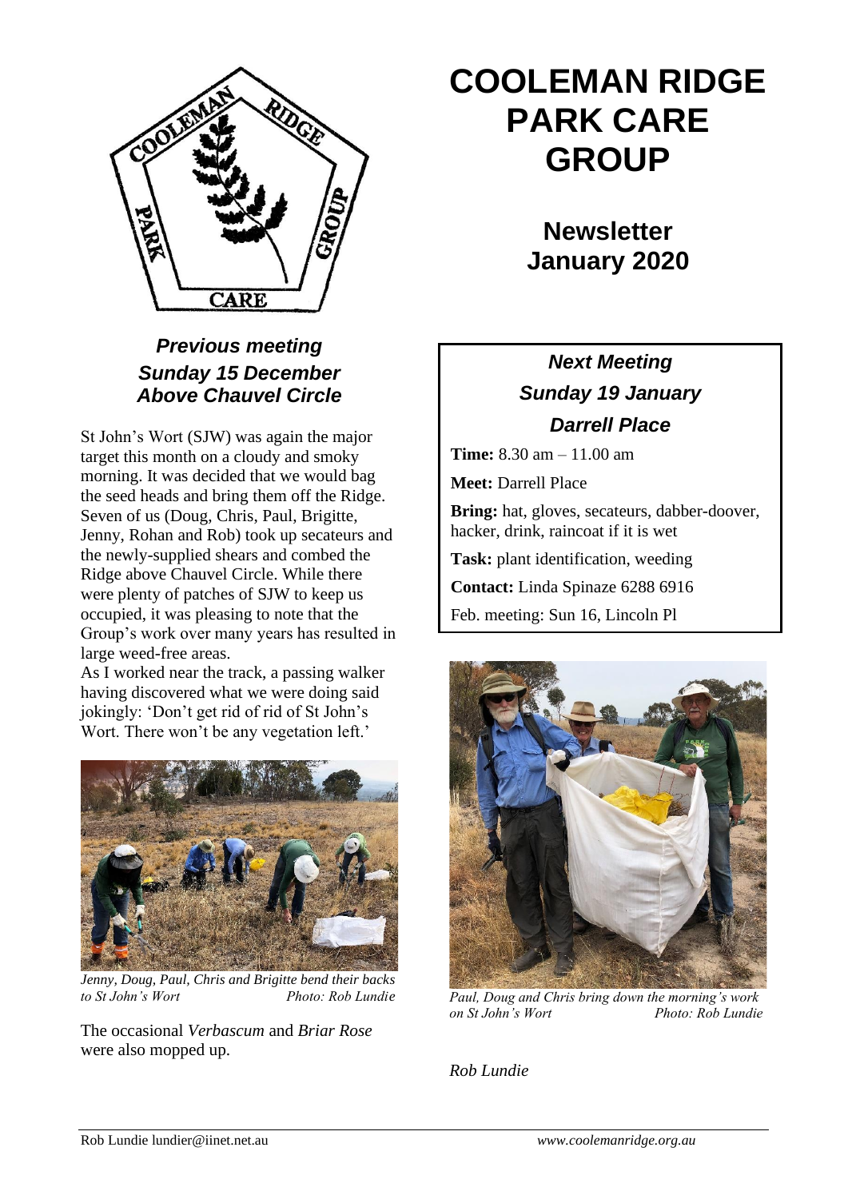# COOLEMAN RIDGE PARK CARE GROUP

## Newsletter January 2020

### *Previous meeting Sunday 15 December Above Chauvel Circle*

St John's Wort (SJW) was again the major target this month on a cloudy and smoky morning. It was decided that we would bag the seed heads and bring them off the Ridge. Seven of us (Doug, Chris, Paul, Brigitte, Jenny, Rohan and Rob) took up secateurs and the newly-supplied shears and combed the Ridge above Chauvel Circle. While there were plenty of patches of SJW to keep us occupied, it was pleasing to note that the Group's work over many years has resulted in large weed-free areas.

As I worked near the track, a passing walker having discovered what we were doing said jokingly: 'Don't get rid of rid of St John's Wort. There won't be any vegetation left.'

*Jenny, Doug, Paul, Chris and Brigitte bend their backs to St John's Wort* *Photo: Rob Lundie*

The occasional *Verbascum* and *Briar Rose* were also mopped up.

*Paul, Doug and Chris bring down the morning's work on St John's Wort* *Photo: Rob Lundie*

*Rob Lundie*

### *Next Meeting Sunday 19 January Darrell Place*

**Time:** 8.30 am – 11.00 am

**Meet:** Darrell Place

**Bring:** hat, gloves, secateurs, dabber-doover, hacker, drink, raincoat if it is wet

**Task:** plant identification, weeding

**Contact:** Linda Spinaze 6288 6916

Feb. meeting: Sun 16, Lincoln Pl

Rob Lundie lundier@iinet.net.au *www.coolemanridge.org.au*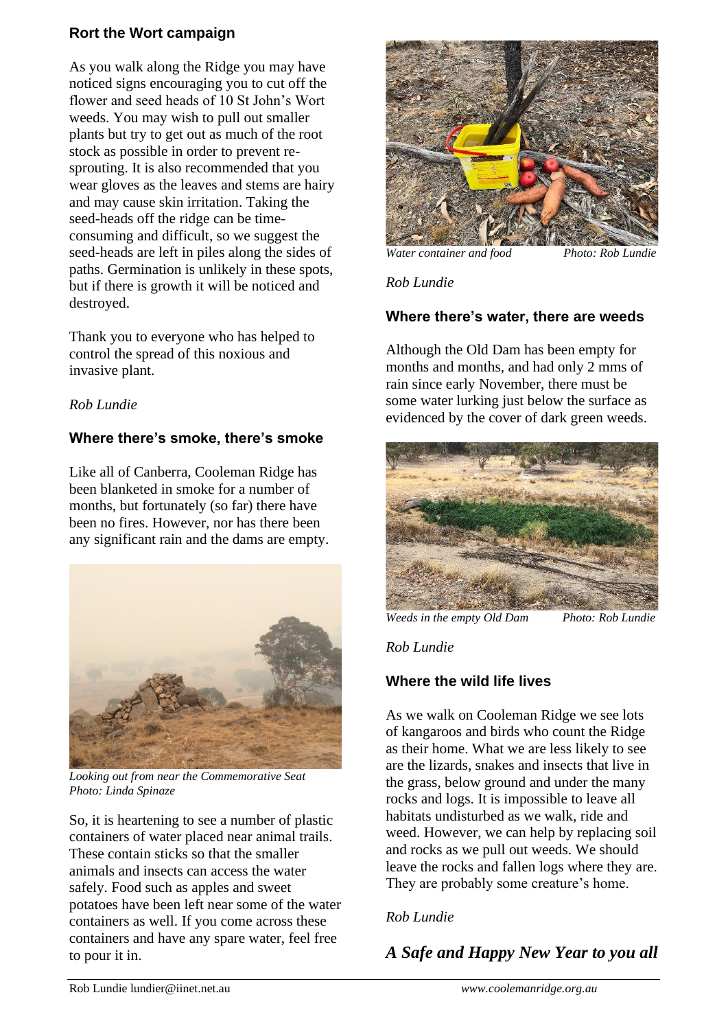### Rort the Wort campaign

As you walk along the Ridge you may have noticed signs encouraging you to cut off the flower and seed heads of 10 St John's Wort weeds. You may wish to pull out smaller plants but try to get out as much of the root stock as possible in order to prevent re-sprouting. It is also recommended that you wear gloves as the leaves and stems are hairy and may cause skin irritation. Taking the seed-heads off the ridge can be time-consuming and difficult, so we suggest the seed-heads are left in piles along the sides of paths. Germination is unlikely in these spots, but if there is growth it will be noticed and destroyed.

Thank you to everyone who has helped to control the spread of this noxious and invasive plant.

*Rob Lundie*

### Where there's smoke, there's smoke

Like all of Canberra, Cooleman Ridge has been blanketed in smoke for a number of months, but fortunately (so far) there have been no fires. However, nor has there been any significant rain and the dams are empty.

*Looking out from near the Commemorative Seat*
*Photo: Linda Spinaze*

So, it is heartening to see a number of plastic containers of water placed near animal trails. These contain sticks so that the smaller animals and insects can access the water safely. Food such as apples and sweet potatoes have been left near some of the water containers as well. If you come across these containers and have any spare water, feel free to pour it in.

*Water container and food* *Photo: Rob Lundie*

*Rob Lundie*

### Where there's water, there are weeds

Although the Old Dam has been empty for months and months, and had only 2 mms of rain since early November, there must be some water lurking just below the surface as evidenced by the cover of dark green weeds.

*Weeds in the empty Old Dam* *Photo: Rob Lundie*

*Rob Lundie*

### Where the wild life lives

As we walk on Cooleman Ridge we see lots of kangaroos and birds who count the Ridge as their home. What we are less likely to see are the lizards, snakes and insects that live in the grass, below ground and under the many rocks and logs. It is impossible to leave all habitats undisturbed as we walk, ride and weed. However, we can help by replacing soil and rocks as we pull out weeds. We should leave the rocks and fallen logs where they are. They are probably some creature's home.

*Rob Lundie*

***A Safe and Happy New Year to you all***

Rob Lundie lundier@iinet.net.au *www.coolemanridge.org.au*